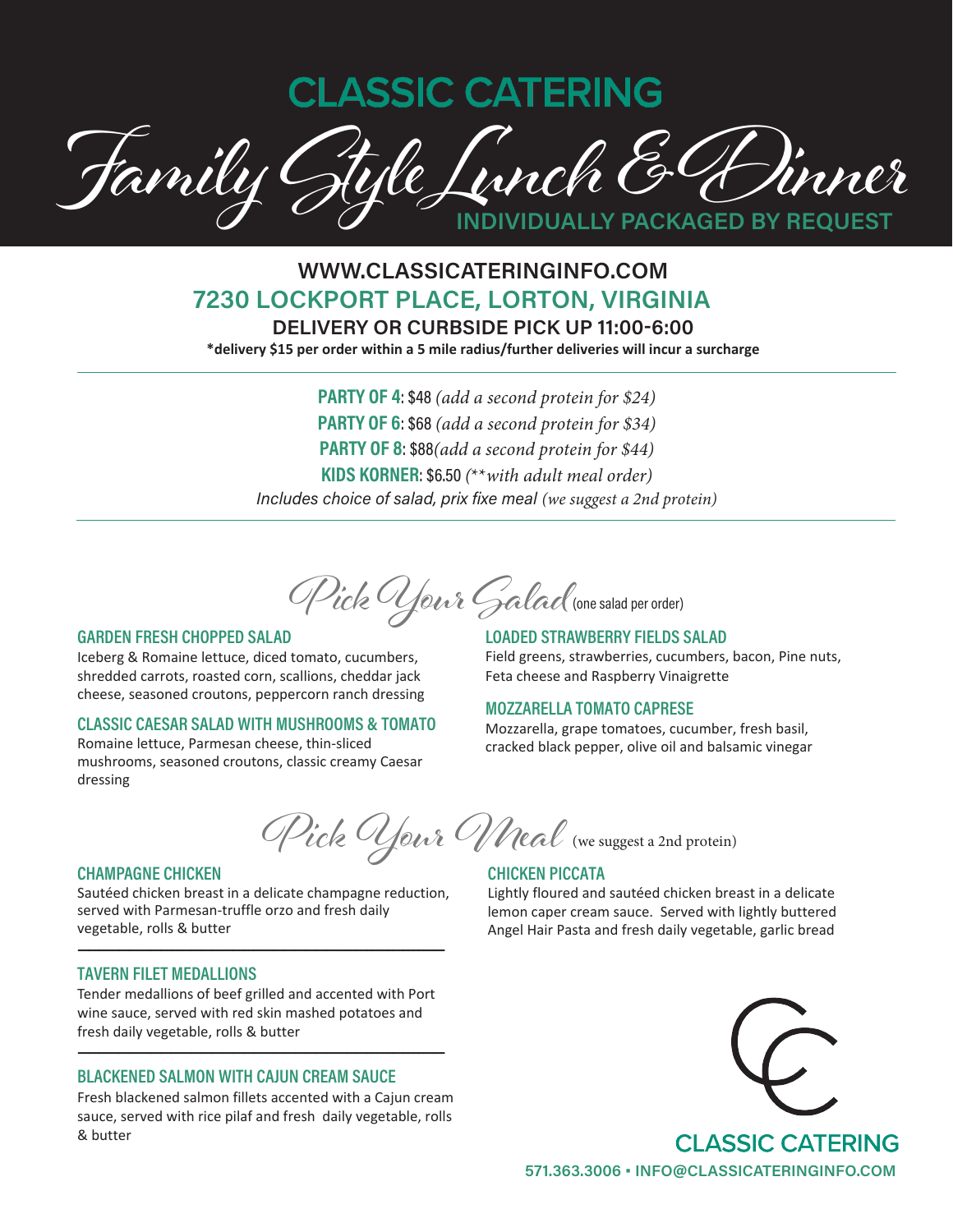# CLASSIC CATERING

## Family Style Lunch & Dinner

INDIVIDUALLY PACKAGED BY REQUEST

**WWW.CLASSICATERINGINFO.COM**

**7230 LOCKPORT PLACE, LORTON, VIRGINIA**

**DELIVERY OR CURBSIDE PICK UP 11:00-6:00**

**\*delivery $15 per order within a 5 mile radius/further deliveries will incur a surcharge**

---

**PARTY OF 4**: $48 *(add a second protein for $24)*

**PARTY OF 6**: $68 *(add a second protein for $34)*

**PARTY OF 8**: $88*(add a second protein for $44)*

**KIDS KORNER**: $6.50 *(\*\*with adult meal order)*

*Includes choice of salad, prix fixe meal (we suggest a 2nd protein)*

---

## Pick Your Salad (one salad per order)

### GARDEN FRESH CHOPPED SALAD
Iceberg & Romaine lettuce, diced tomato, cucumbers, shredded carrots, roasted corn, scallions, cheddar jack cheese, seasoned croutons, peppercorn ranch dressing

### CLASSIC CAESAR SALAD WITH MUSHROOMS & TOMATO
Romaine lettuce, Parmesan cheese, thin-sliced mushrooms, seasoned croutons, classic creamy Caesar dressing

### LOADED STRAWBERRY FIELDS SALAD
Field greens, strawberries, cucumbers, bacon, Pine nuts, Feta cheese and Raspberry Vinaigrette

### MOZZARELLA TOMATO CAPRESE
Mozzarella, grape tomatoes, cucumber, fresh basil, cracked black pepper, olive oil and balsamic vinegar

## Pick Your Meal (we suggest a 2nd protein)

### CHAMPAGNE CHICKEN
Sautéed chicken breast in a delicate champagne reduction, served with Parmesan-truffle orzo and fresh daily vegetable, rolls & butter

### TAVERN FILET MEDALLIONS
Tender medallions of beef grilled and accented with Port wine sauce, served with red skin mashed potatoes and fresh daily vegetable, rolls & butter

### BLACKENED SALMON WITH CAJUN CREAM SAUCE
Fresh blackened salmon fillets accented with a Cajun cream sauce, served with rice pilaf and fresh daily vegetable, rolls & butter

### CHICKEN PICCATA
Lightly floured and sautéed chicken breast in a delicate lemon caper cream sauce. Served with lightly buttered Angel Hair Pasta and fresh daily vegetable, garlic bread

CLASSIC CATERING

571.363.3006 • INFO@CLASSICATERINGINFO.COM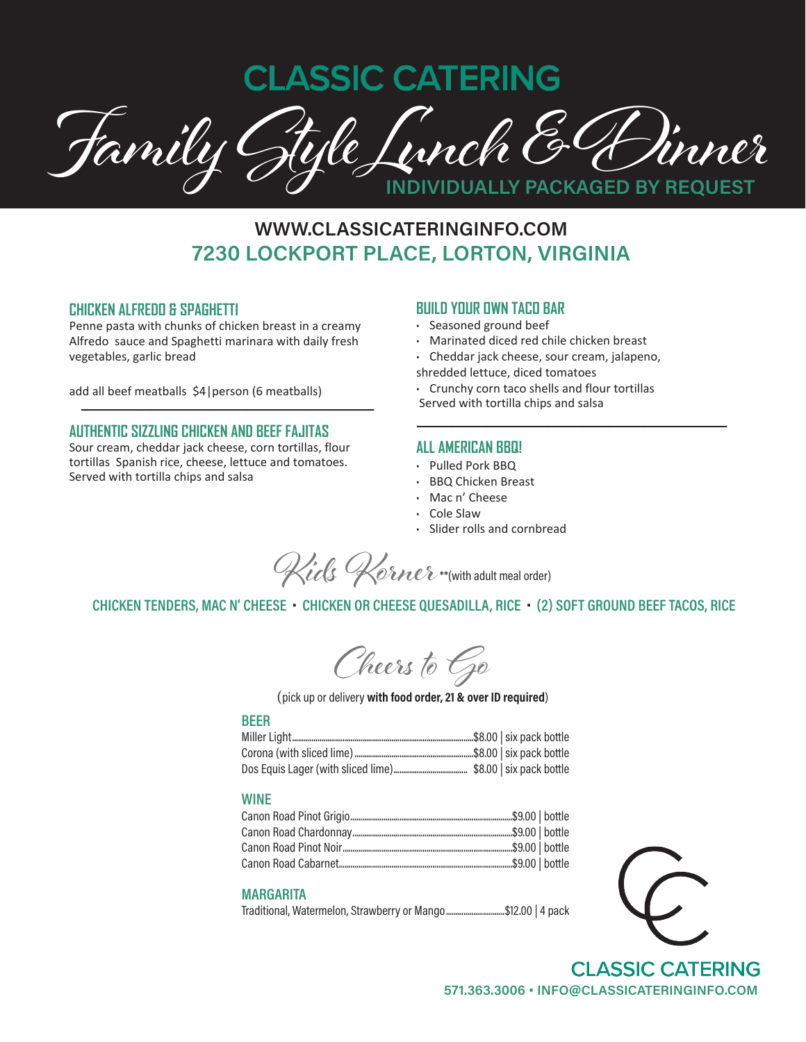# CLASSIC CATERING

## Family Style Lunch & Dinner

INDIVIDUALLY PACKAGED BY REQUEST

**WWW.CLASSICATERINGINFO.COM**

**7230 LOCKPORT PLACE, LORTON, VIRGINIA**

### CHICKEN ALFREDO & SPAGHETTI

Penne pasta with chunks of chicken breast in a creamy Alfredo sauce and Spaghetti marinara with daily fresh vegetables, garlic bread

add all beef meatballs $4|person (6 meatballs)

### AUTHENTIC SIZZLING CHICKEN AND BEEF FAJITAS

Sour cream, cheddar jack cheese, corn tortillas, flour tortillas Spanish rice, cheese, lettuce and tomatoes. Served with tortilla chips and salsa

### BUILD YOUR OWN TACO BAR

- Seasoned ground beef
- Marinated diced red chile chicken breast
- Cheddar jack cheese, sour cream, jalapeno, shredded lettuce, diced tomatoes
- Crunchy corn taco shells and flour tortillas

Served with tortilla chips and salsa

### ALL AMERICAN BBQ!

- Pulled Pork BBQ
- BBQ Chicken Breast
- Mac n' Cheese
- Cole Slaw
- Slider rolls and cornbread

## Kids Korner **(with adult meal order)

CHICKEN TENDERS, MAC N' CHEESE • CHICKEN OR CHEESE QUESADILLA, RICE • (2) SOFT GROUND BEEF TACOS, RICE

## Cheers to Go

(pick up or delivery **with food order, 21 & over ID required**)

### BEER

| | |
|---|---|
| Miller Light | $8.00 \| six pack bottle |
| Corona (with sliced lime) | $8.00 \| six pack bottle |
| Dos Equis Lager (with sliced lime) | $8.00 \| six pack bottle |

### WINE

| | |
|---|---|
| Canon Road Pinot Grigio | $9.00 \| bottle |
| Canon Road Chardonnay | $9.00 \| bottle |
| Canon Road Pinot Noir | $9.00 \| bottle |
| Canon Road Cabarnet | $9.00 \| bottle |

### MARGARITA

| | |
|---|---|
| Traditional, Watermelon, Strawberry or Mango | $12.00 \| 4 pack |

CLASSIC CATERING

571.363.3006 • INFO@CLASSICATERINGINFO.COM